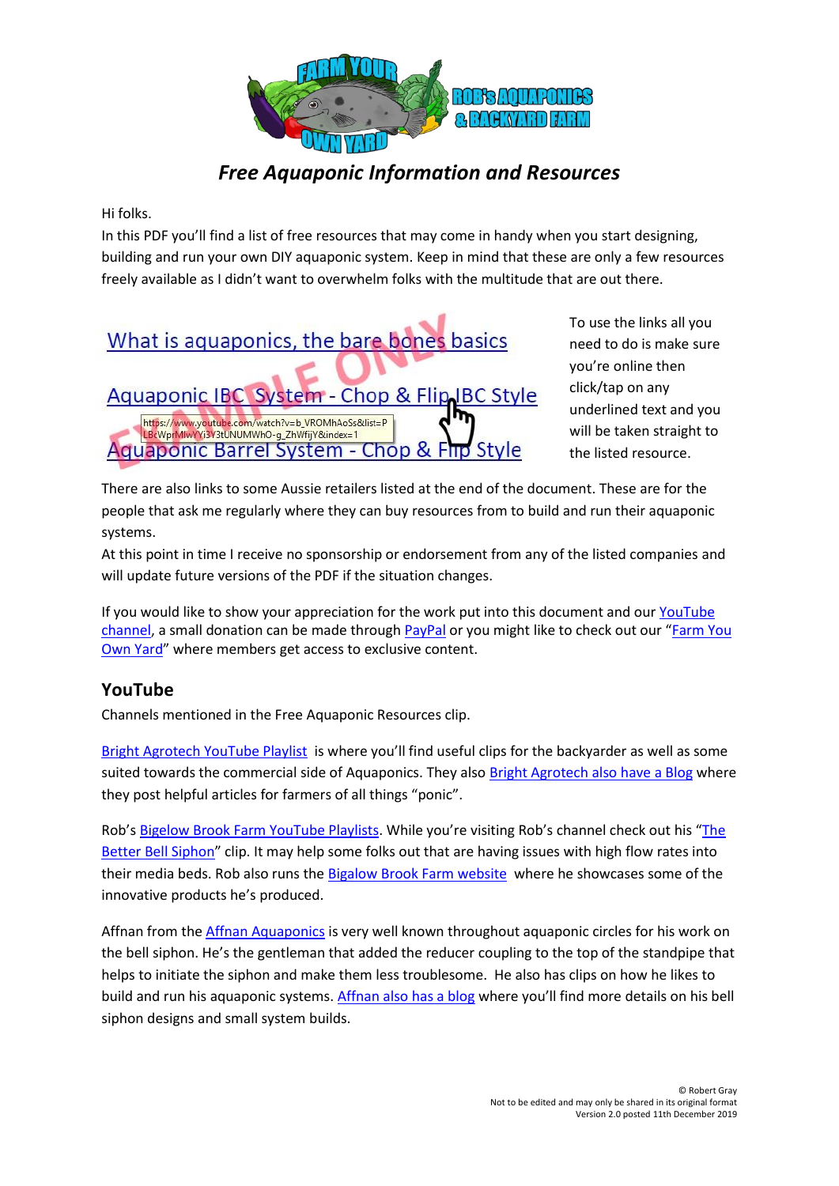# Free Aquaponic Information and Resources

Hi folks.

In this PDF you'll find a list of free resources that may come in handy when you start designing, building and run your own DIY aquaponic system. Keep in mind that these are only a few resources freely available as I didn't want to overwhelm folks with the multitude that are out there.

What is aquaponics, the bare bones basics

Aquaponic IBC System - Chop & Flip IBC Style

https://www.youtube.com/watch?v=b_VROMhAoSs&list=PLBcWprMlwYYi3Y3tUNUMWhO-g_ZhWfijY&index=1

Aquaponic Barrel System - Chop & Flip Style

EXAMPLE ONLY

To use the links all you need to do is make sure you're online then click/tap on any underlined text and you will be taken straight to the listed resource.

There are also links to some Aussie retailers listed at the end of the document. These are for the people that ask me regularly where they can buy resources from to build and run their aquaponic systems.

At this point in time I receive no sponsorship or endorsement from any of the listed companies and will update future versions of the PDF if the situation changes.

If you would like to show your appreciation for the work put into this document and our YouTube channel, a small donation can be made through PayPal or you might like to check out our "Farm You Own Yard" where members get access to exclusive content.

## YouTube

Channels mentioned in the Free Aquaponic Resources clip.

Bright Agrotech YouTube Playlist is where you'll find useful clips for the backyarder as well as some suited towards the commercial side of Aquaponics. They also Bright Agrotech also have a Blog where they post helpful articles for farmers of all things "ponic".

Rob's Bigelow Brook Farm YouTube Playlists. While you're visiting Rob's channel check out his "The Better Bell Siphon" clip. It may help some folks out that are having issues with high flow rates into their media beds. Rob also runs the Bigalow Brook Farm website where he showcases some of the innovative products he's produced.

Affnan from the Affnan Aquaponics is very well known throughout aquaponic circles for his work on the bell siphon. He's the gentleman that added the reducer coupling to the top of the standpipe that helps to initiate the siphon and make them less troublesome. He also has clips on how he likes to build and run his aquaponic systems. Affnan also has a blog where you'll find more details on his bell siphon designs and small system builds.

© Robert Gray
Not to be edited and may only be shared in its original format
Version 2.0 posted 11th December 2019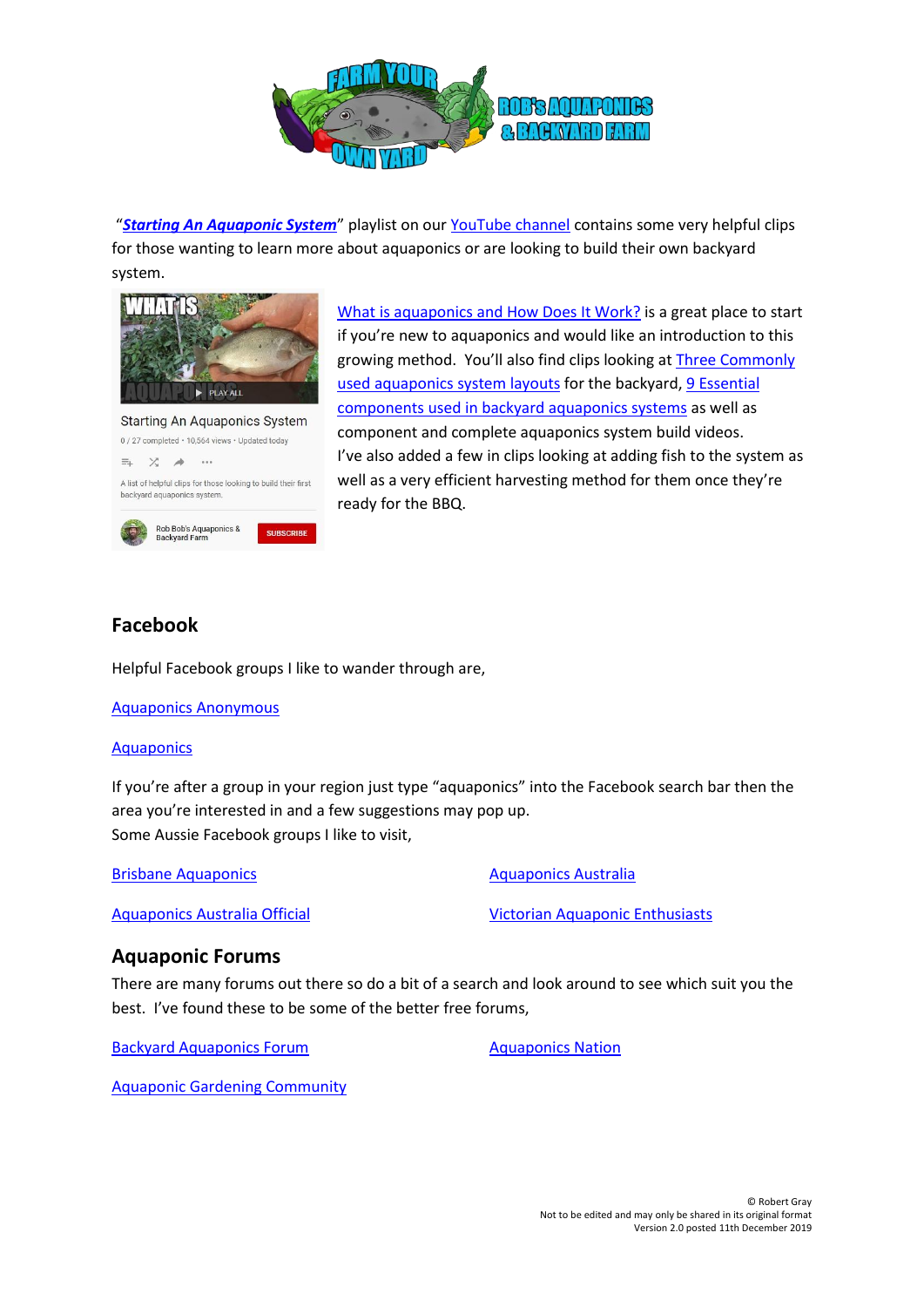"***Starting An Aquaponic System***" playlist on our YouTube channel contains some very helpful clips for those wanting to learn more about aquaponics or are looking to build their own backyard system.

What is aquaponics and How Does It Work? is a great place to start if you're new to aquaponics and would like an introduction to this growing method. You'll also find clips looking at Three Commonly used aquaponics system layouts for the backyard, 9 Essential components used in backyard aquaponics systems as well as component and complete aquaponics system build videos.
I've also added a few in clips looking at adding fish to the system as well as a very efficient harvesting method for them once they're ready for the BBQ.

## Facebook

Helpful Facebook groups I like to wander through are,

Aquaponics Anonymous

Aquaponics

If you're after a group in your region just type "aquaponics" into the Facebook search bar then the area you're interested in and a few suggestions may pop up.
Some Aussie Facebook groups I like to visit,

Brisbane Aquaponics

Aquaponics Australia

Aquaponics Australia Official

Victorian Aquaponic Enthusiasts

## Aquaponic Forums

There are many forums out there so do a bit of a search and look around to see which suit you the best. I've found these to be some of the better free forums,

Backyard Aquaponics Forum

Aquaponics Nation

Aquaponic Gardening Community

© Robert Gray
Not to be edited and may only be shared in its original format
Version 2.0 posted 11th December 2019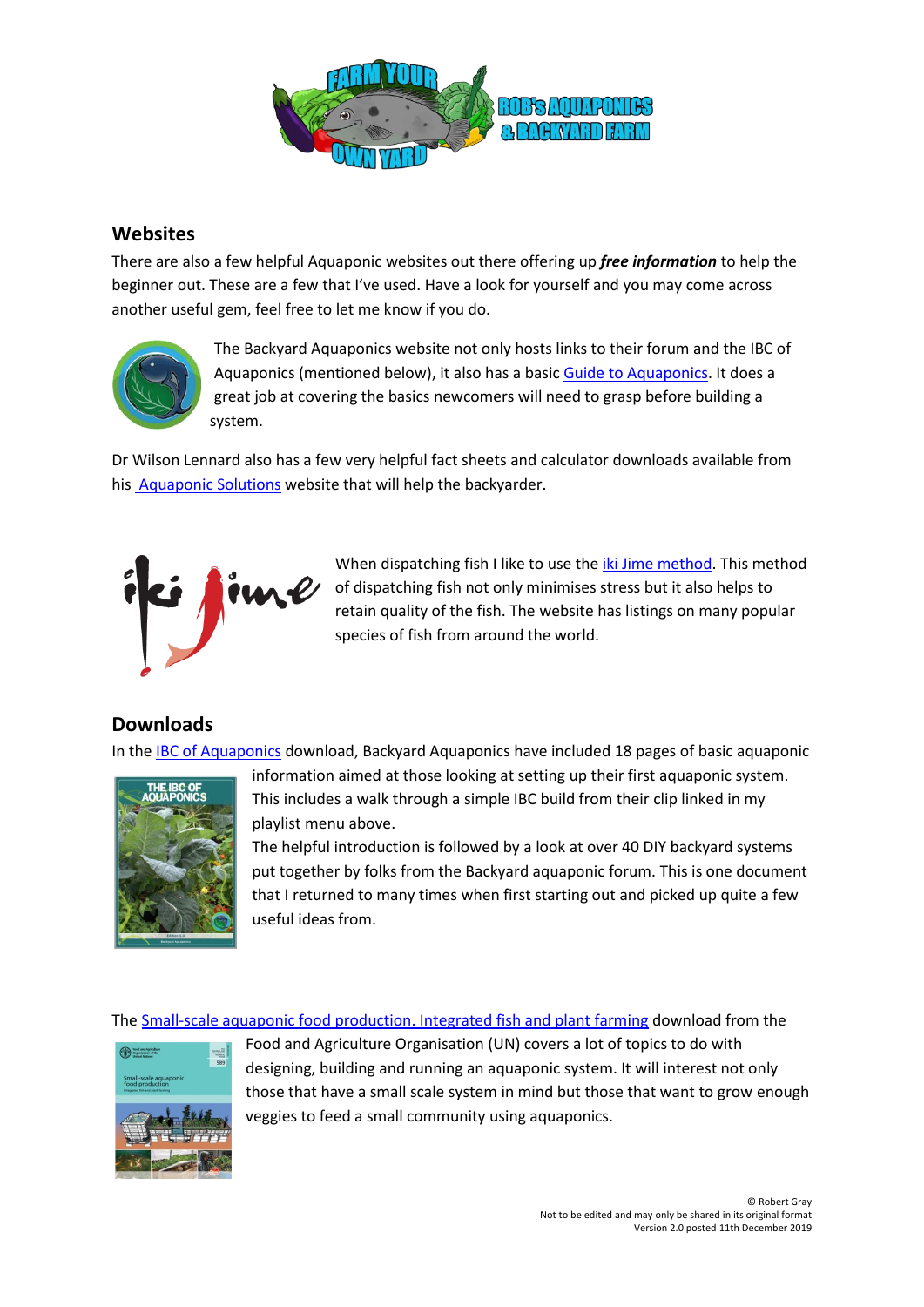## Websites

There are also a few helpful Aquaponic websites out there offering up ***free information*** to help the beginner out. These are a few that I've used. Have a look for yourself and you may come across another useful gem, feel free to let me know if you do.

The Backyard Aquaponics website not only hosts links to their forum and the IBC of Aquaponics (mentioned below), it also has a basic Guide to Aquaponics. It does a great job at covering the basics newcomers will need to grasp before building a system.

Dr Wilson Lennard also has a few very helpful fact sheets and calculator downloads available from his Aquaponic Solutions website that will help the backyarder.

When dispatching fish I like to use the iki Jime method. This method of dispatching fish not only minimises stress but it also helps to retain quality of the fish. The website has listings on many popular species of fish from around the world.

## Downloads

In the IBC of Aquaponics download, Backyard Aquaponics have included 18 pages of basic aquaponic information aimed at those looking at setting up their first aquaponic system. This includes a walk through a simple IBC build from their clip linked in my playlist menu above.

The helpful introduction is followed by a look at over 40 DIY backyard systems put together by folks from the Backyard aquaponic forum. This is one document that I returned to many times when first starting out and picked up quite a few useful ideas from.

The Small-scale aquaponic food production. Integrated fish and plant farming download from the Food and Agriculture Organisation (UN) covers a lot of topics to do with designing, building and running an aquaponic system. It will interest not only those that have a small scale system in mind but those that want to grow enough veggies to feed a small community using aquaponics.

© Robert Gray
Not to be edited and may only be shared in its original format
Version 2.0 posted 11th December 2019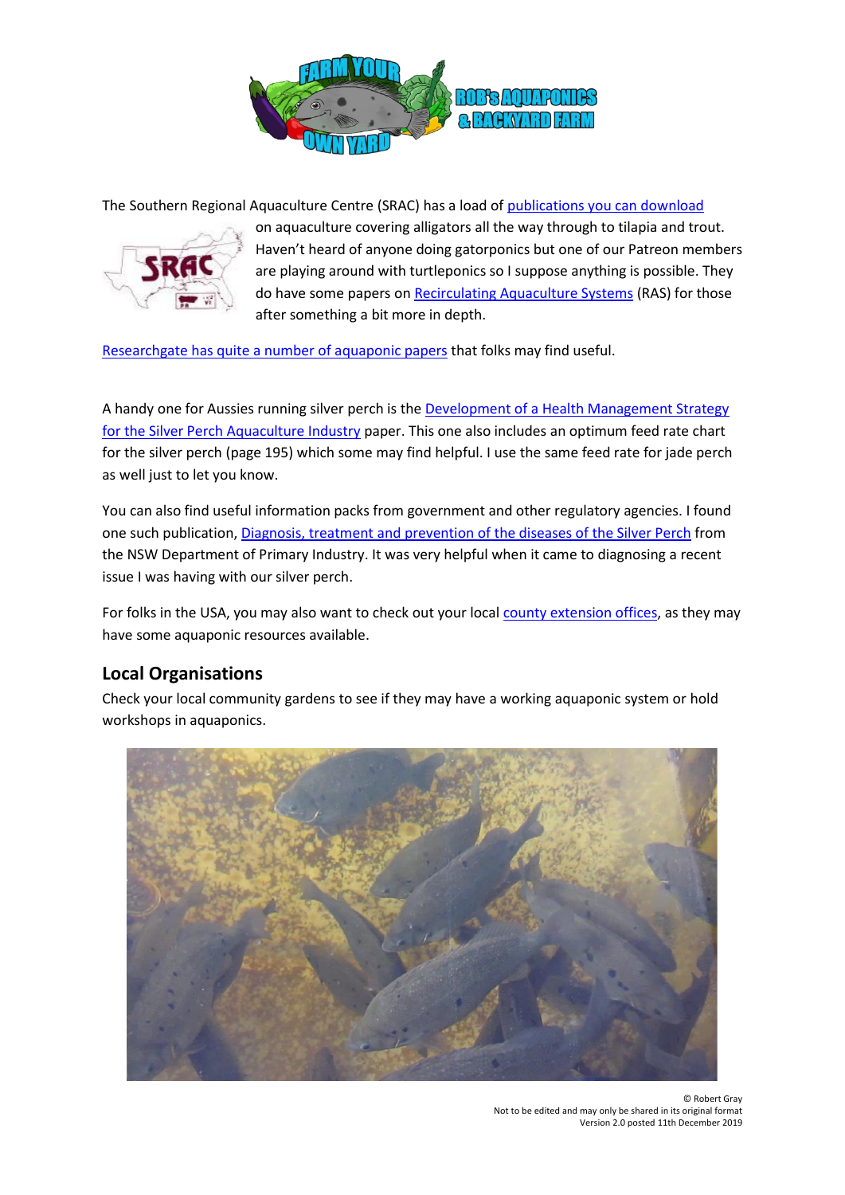The Southern Regional Aquaculture Centre (SRAC) has a load of publications you can download on aquaculture covering alligators all the way through to tilapia and trout. Haven't heard of anyone doing gatorponics but one of our Patreon members are playing around with turtleponics so I suppose anything is possible. They do have some papers on Recirculating Aquaculture Systems (RAS) for those after something a bit more in depth.

Researchgate has quite a number of aquaponic papers that folks may find useful.

A handy one for Aussies running silver perch is the Development of a Health Management Strategy for the Silver Perch Aquaculture Industry paper. This one also includes an optimum feed rate chart for the silver perch (page 195) which some may find helpful. I use the same feed rate for jade perch as well just to let you know.

You can also find useful information packs from government and other regulatory agencies. I found one such publication, Diagnosis, treatment and prevention of the diseases of the Silver Perch from the NSW Department of Primary Industry. It was very helpful when it came to diagnosing a recent issue I was having with our silver perch.

For folks in the USA, you may also want to check out your local county extension offices, as they may have some aquaponic resources available.

## Local Organisations

Check your local community gardens to see if they may have a working aquaponic system or hold workshops in aquaponics.

© Robert Gray
Not to be edited and may only be shared in its original format
Version 2.0 posted 11th December 2019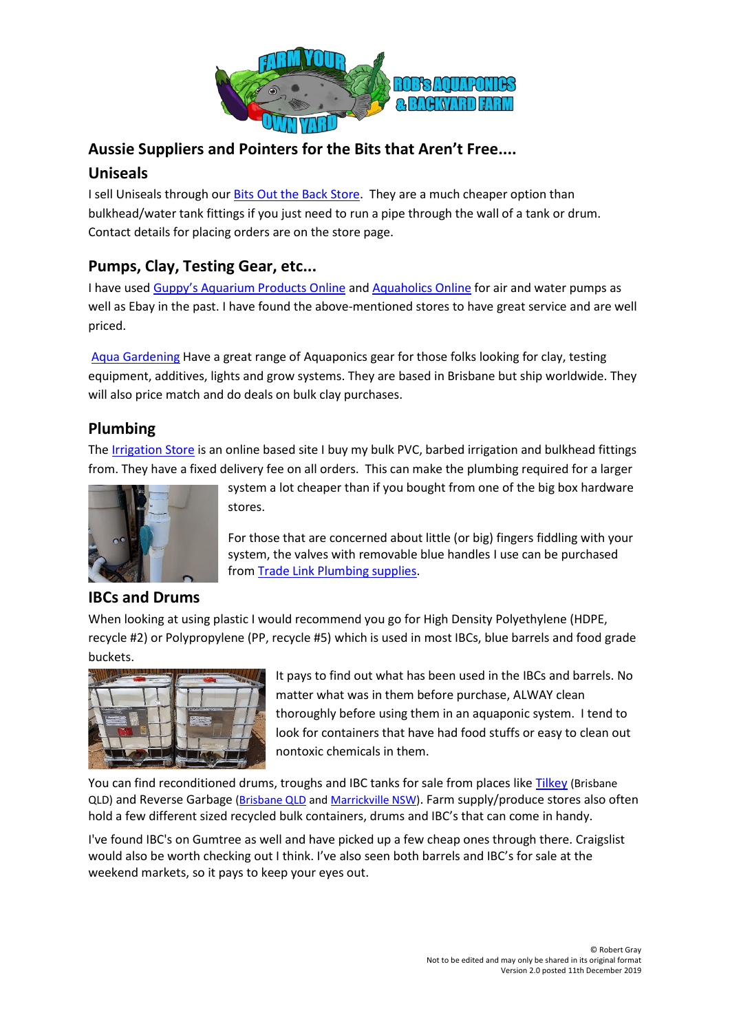## Aussie Suppliers and Pointers for the Bits that Aren't Free....

## Uniseals

I sell Uniseals through our Bits Out the Back Store. They are a much cheaper option than bulkhead/water tank fittings if you just need to run a pipe through the wall of a tank or drum. Contact details for placing orders are on the store page.

## Pumps, Clay, Testing Gear, etc...

I have used Guppy's Aquarium Products Online and Aquaholics Online for air and water pumps as well as Ebay in the past. I have found the above-mentioned stores to have great service and are well priced.

Aqua Gardening Have a great range of Aquaponics gear for those folks looking for clay, testing equipment, additives, lights and grow systems. They are based in Brisbane but ship worldwide. They will also price match and do deals on bulk clay purchases.

## Plumbing

The Irrigation Store is an online based site I buy my bulk PVC, barbed irrigation and bulkhead fittings from. They have a fixed delivery fee on all orders. This can make the plumbing required for a larger system a lot cheaper than if you bought from one of the big box hardware stores.

For those that are concerned about little (or big) fingers fiddling with your system, the valves with removable blue handles I use can be purchased from Trade Link Plumbing supplies.

## IBCs and Drums

When looking at using plastic I would recommend you go for High Density Polyethylene (HDPE, recycle #2) or Polypropylene (PP, recycle #5) which is used in most IBCs, blue barrels and food grade buckets.

It pays to find out what has been used in the IBCs and barrels. No matter what was in them before purchase, ALWAY clean thoroughly before using them in an aquaponic system. I tend to look for containers that have had food stuffs or easy to clean out nontoxic chemicals in them.

You can find reconditioned drums, troughs and IBC tanks for sale from places like Tilkey (Brisbane QLD) and Reverse Garbage (Brisbane QLD and Marrickville NSW). Farm supply/produce stores also often hold a few different sized recycled bulk containers, drums and IBC's that can come in handy.

I've found IBC's on Gumtree as well and have picked up a few cheap ones through there. Craigslist would also be worth checking out I think. I've also seen both barrels and IBC's for sale at the weekend markets, so it pays to keep your eyes out.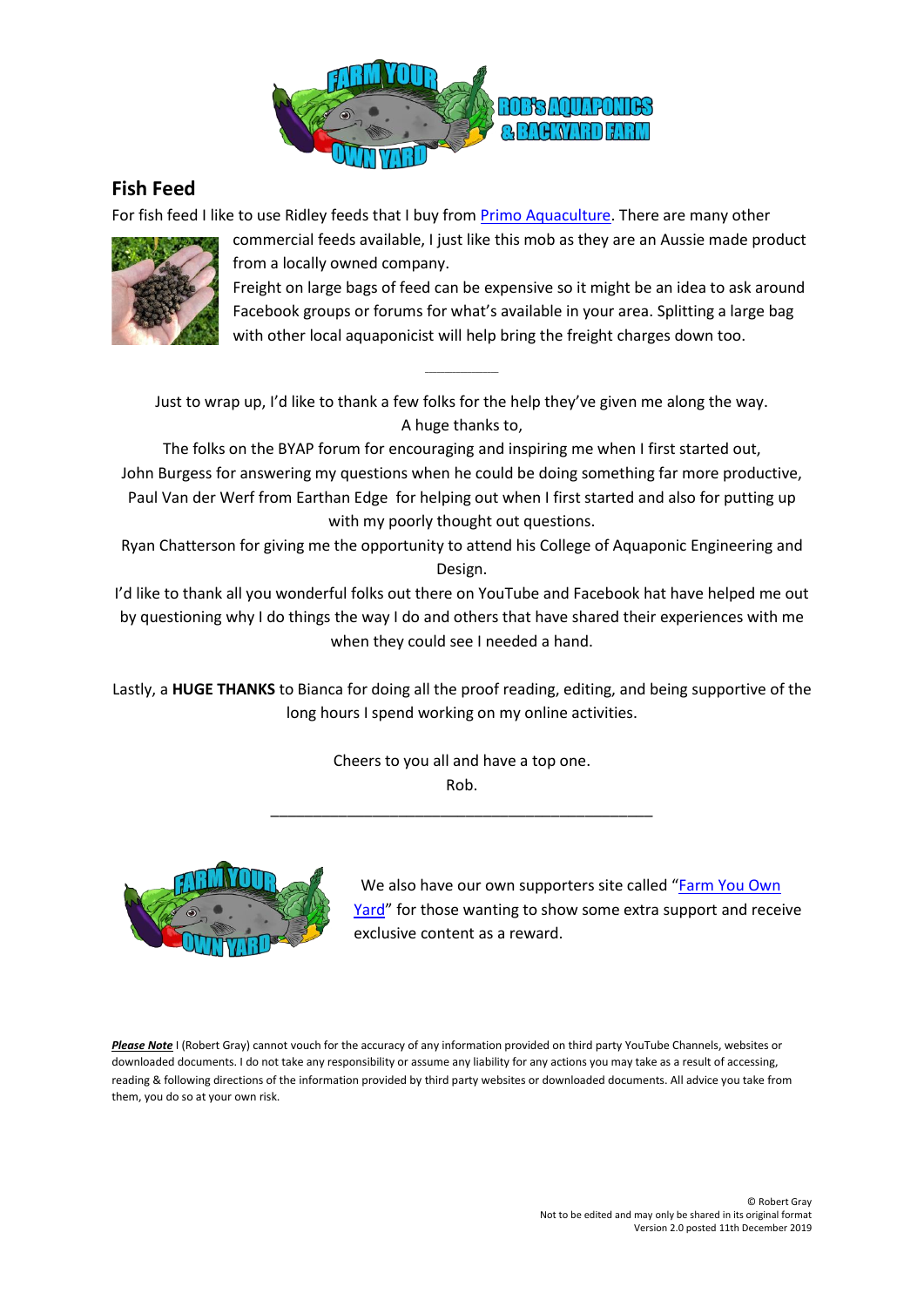## Fish Feed

For fish feed I like to use Ridley feeds that I buy from [Primo Aquaculture](). There are many other commercial feeds available, I just like this mob as they are an Aussie made product from a locally owned company.

Freight on large bags of feed can be expensive so it might be an idea to ask around Facebook groups or forums for what's available in your area. Splitting a large bag with other local aquaponicist will help bring the freight charges down too.

---

Just to wrap up, I'd like to thank a few folks for the help they've given me along the way.
A huge thanks to,
The folks on the BYAP forum for encouraging and inspiring me when I first started out,
John Burgess for answering my questions when he could be doing something far more productive,
Paul Van der Werf from Earthan Edge for helping out when I first started and also for putting up with my poorly thought out questions.
Ryan Chatterson for giving me the opportunity to attend his College of Aquaponic Engineering and Design.
I'd like to thank all you wonderful folks out there on YouTube and Facebook hat have helped me out by questioning why I do things the way I do and others that have shared their experiences with me when they could see I needed a hand.

Lastly, a **HUGE THANKS** to Bianca for doing all the proof reading, editing, and being supportive of the long hours I spend working on my online activities.

Cheers to you all and have a top one.
Rob.

---

We also have our own supporters site called "[Farm You Own Yard]()" for those wanting to show some extra support and receive exclusive content as a reward.

***Please Note*** I (Robert Gray) cannot vouch for the accuracy of any information provided on third party YouTube Channels, websites or downloaded documents. I do not take any responsibility or assume any liability for any actions you may take as a result of accessing, reading & following directions of the information provided by third party websites or downloaded documents. All advice you take from them, you do so at your own risk.

© Robert Gray
Not to be edited and may only be shared in its original format
Version 2.0 posted 11th December 2019